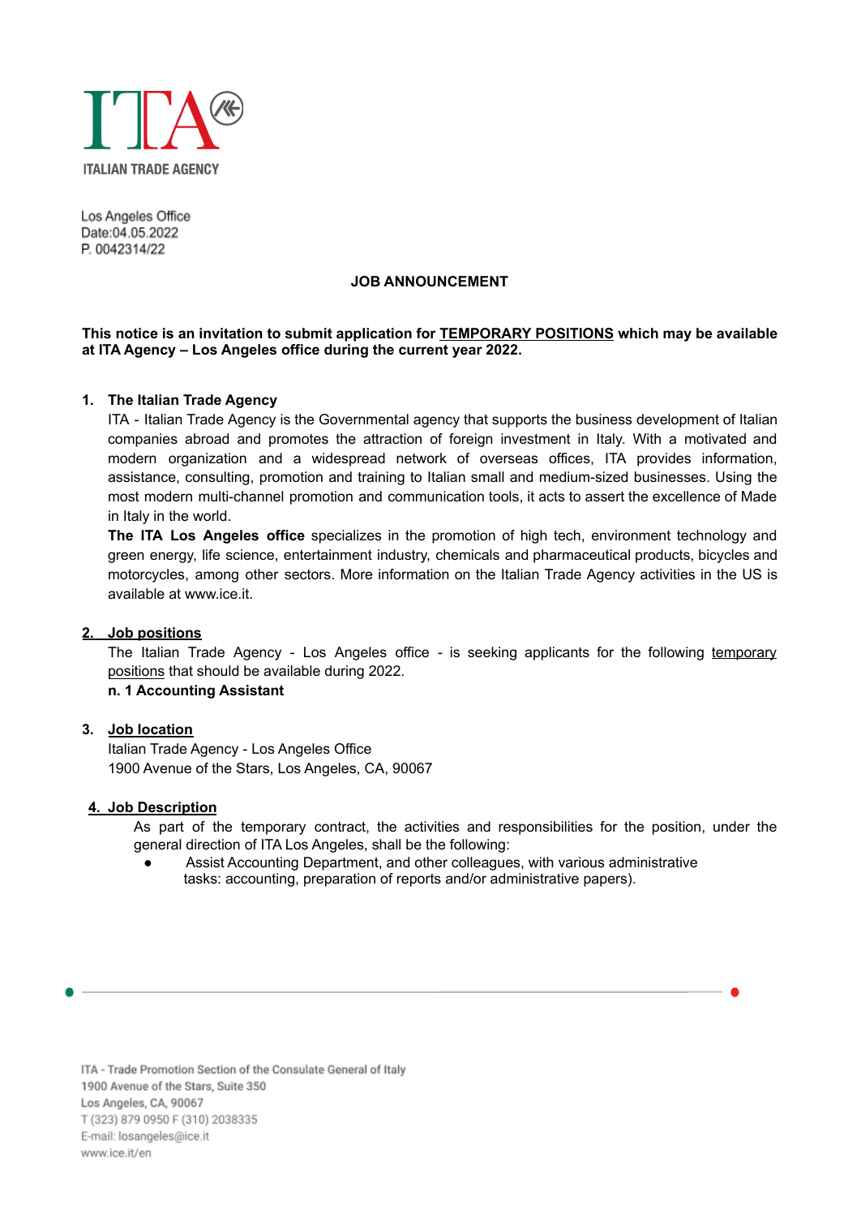ITALIAN TRADE AGENCY

Los Angeles Office
Date:04.05.2022
P. 0042314/22

# JOB ANNOUNCEMENT

**This notice is an invitation to submit application for <u>TEMPORARY POSITIONS</u> which may be available at ITA Agency – Los Angeles office during the current year 2022.**

## 1. The Italian Trade Agency

ITA - Italian Trade Agency is the Governmental agency that supports the business development of Italian companies abroad and promotes the attraction of foreign investment in Italy. With a motivated and modern organization and a widespread network of overseas offices, ITA provides information, assistance, consulting, promotion and training to Italian small and medium-sized businesses. Using the most modern multi-channel promotion and communication tools, it acts to assert the excellence of Made in Italy in the world.

**The ITA Los Angeles office** specializes in the promotion of high tech, environment technology and green energy, life science, entertainment industry, chemicals and pharmaceutical products, bicycles and motorcycles, among other sectors. More information on the Italian Trade Agency activities in the US is available at www.ice.it.

## 2. Job positions

The Italian Trade Agency - Los Angeles office - is seeking applicants for the following <u>temporary positions</u> that should be available during 2022.

**n. 1 Accounting Assistant**

## 3. Job location

Italian Trade Agency - Los Angeles Office
1900 Avenue of the Stars, Los Angeles, CA, 90067

## 4. Job Description

As part of the temporary contract, the activities and responsibilities for the position, under the general direction of ITA Los Angeles, shall be the following:

- Assist Accounting Department, and other colleagues, with various administrative tasks: accounting, preparation of reports and/or administrative papers).

ITA - Trade Promotion Section of the Consulate General of Italy
1900 Avenue of the Stars, Suite 350
Los Angeles, CA, 90067
T (323) 879 0950 F (310) 2038335
E-mail: losangeles@ice.it
www.ice.it/en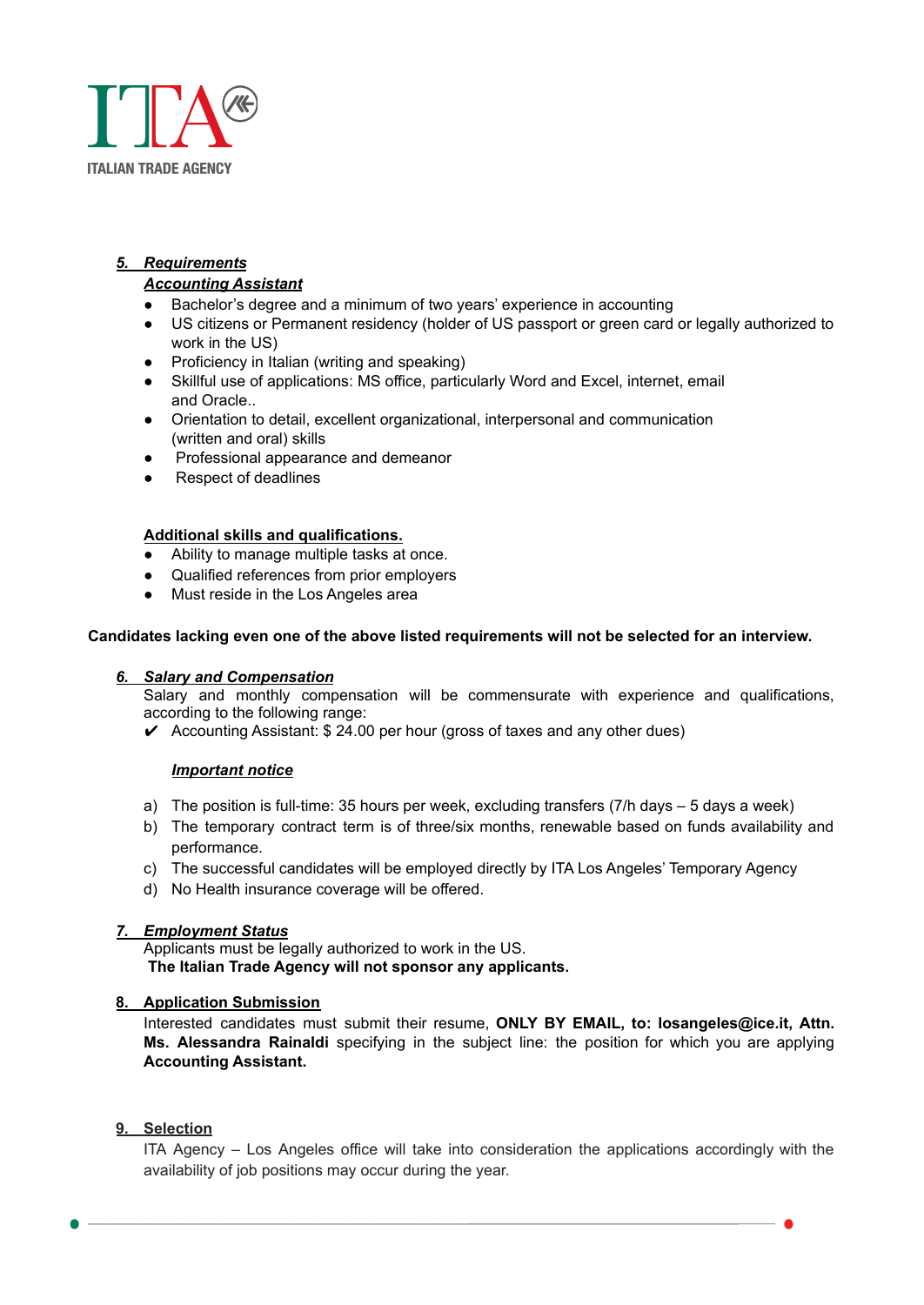## 5. Requirements

### Accounting Assistant

- Bachelor's degree and a minimum of two years' experience in accounting
- US citizens or Permanent residency (holder of US passport or green card or legally authorized to work in the US)
- Proficiency in Italian (writing and speaking)
- Skillful use of applications: MS office, particularly Word and Excel, internet, email and Oracle..
- Orientation to detail, excellent organizational, interpersonal and communication (written and oral) skills
- Professional appearance and demeanor
- Respect of deadlines

**Additional skills and qualifications.**

- Ability to manage multiple tasks at once.
- Qualified references from prior employers
- Must reside in the Los Angeles area

**Candidates lacking even one of the above listed requirements will not be selected for an interview.**

## 6. Salary and Compensation

Salary and monthly compensation will be commensurate with experience and qualifications, according to the following range:

✔ Accounting Assistant: $ 24.00 per hour (gross of taxes and any other dues)

***Important notice***

a) The position is full-time: 35 hours per week, excluding transfers (7/h days – 5 days a week)
b) The temporary contract term is of three/six months, renewable based on funds availability and performance.
c) The successful candidates will be employed directly by ITA Los Angeles' Temporary Agency
d) No Health insurance coverage will be offered.

## 7. Employment Status

Applicants must be legally authorized to work in the US.
**The Italian Trade Agency will not sponsor any applicants.**

## 8. Application Submission

Interested candidates must submit their resume, **ONLY BY EMAIL, to: losangeles@ice.it, Attn. Ms. Alessandra Rainaldi** specifying in the subject line: the position for which you are applying **Accounting Assistant.**

## 9. Selection

ITA Agency – Los Angeles office will take into consideration the applications accordingly with the availability of job positions may occur during the year.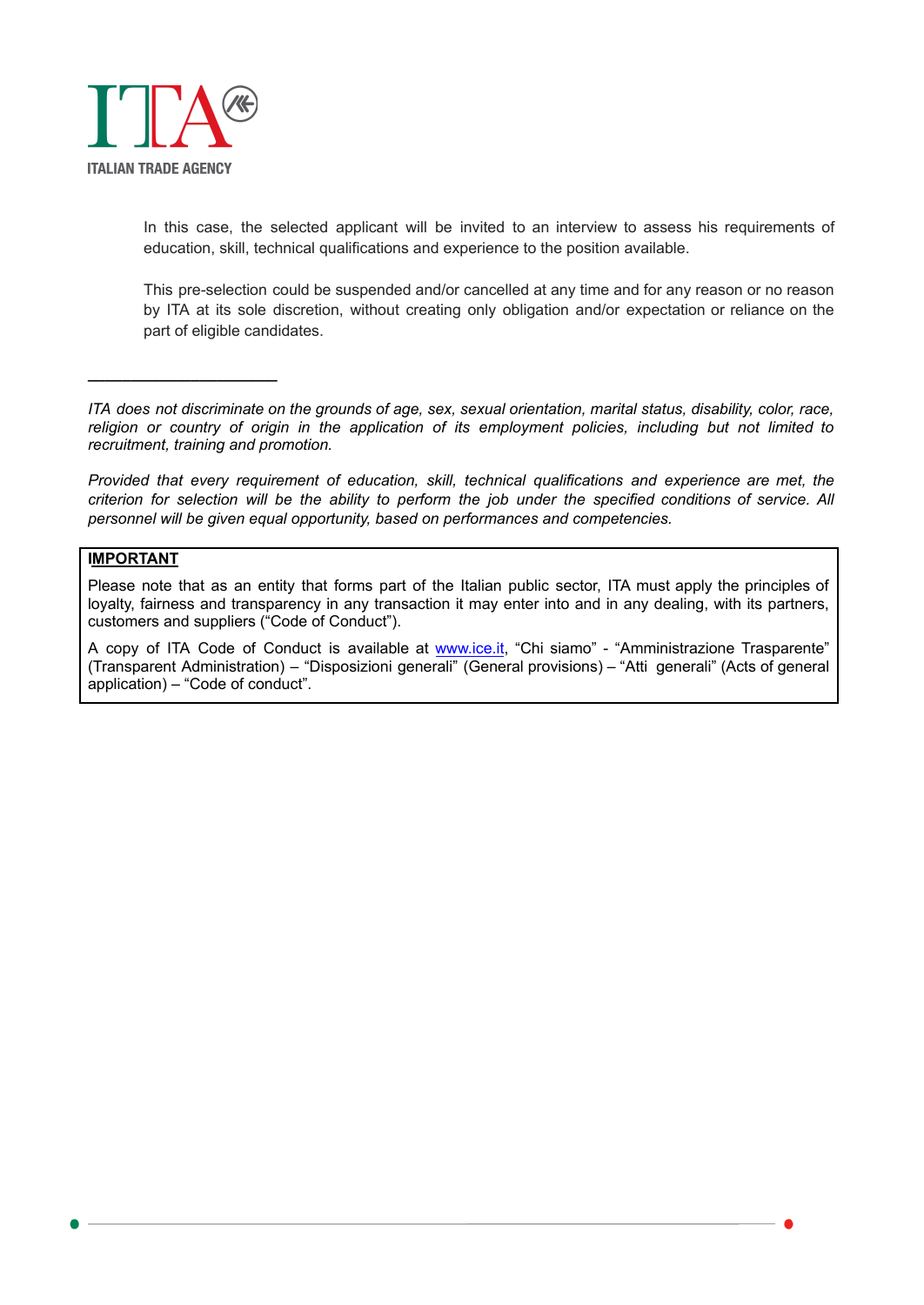In this case, the selected applicant will be invited to an interview to assess his requirements of education, skill, technical qualifications and experience to the position available.

This pre-selection could be suspended and/or cancelled at any time and for any reason or no reason by ITA at its sole discretion, without creating only obligation and/or expectation or reliance on the part of eligible candidates.

---

*ITA does not discriminate on the grounds of age, sex, sexual orientation, marital status, disability, color, race, religion or country of origin in the application of its employment policies, including but not limited to recruitment, training and promotion.*

*Provided that every requirement of education, skill, technical qualifications and experience are met, the criterion for selection will be the ability to perform the job under the specified conditions of service. All personnel will be given equal opportunity, based on performances and competencies.*

**IMPORTANT**

Please note that as an entity that forms part of the Italian public sector, ITA must apply the principles of loyalty, fairness and transparency in any transaction it may enter into and in any dealing, with its partners, customers and suppliers ("Code of Conduct").

A copy of ITA Code of Conduct is available at www.ice.it, "Chi siamo" - "Amministrazione Trasparente" (Transparent Administration) – "Disposizioni generali" (General provisions) – "Atti generali" (Acts of general application) – "Code of conduct".